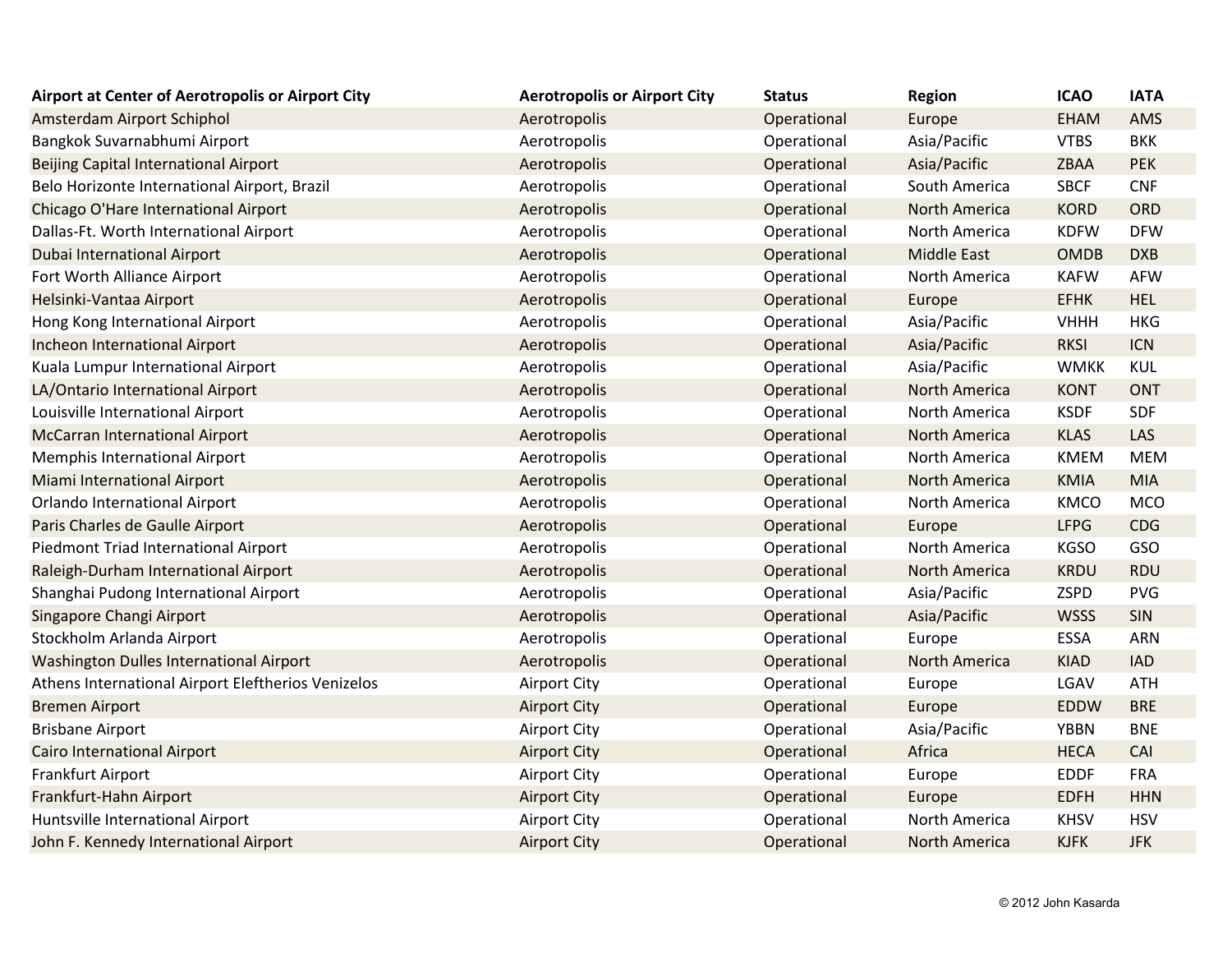| Airport at Center of Aerotropolis or Airport City | Aerotropolis or Airport City | Status | Region | ICAO | IATA |
|---|---|---|---|---|---|
| Amsterdam Airport Schiphol | Aerotropolis | Operational | Europe | EHAM | AMS |
| Bangkok Suvarnabhumi Airport | Aerotropolis | Operational | Asia/Pacific | VTBS | BKK |
| Beijing Capital International Airport | Aerotropolis | Operational | Asia/Pacific | ZBAA | PEK |
| Belo Horizonte International Airport, Brazil | Aerotropolis | Operational | South America | SBCF | CNF |
| Chicago O'Hare International Airport | Aerotropolis | Operational | North America | KORD | ORD |
| Dallas-Ft. Worth International Airport | Aerotropolis | Operational | North America | KDFW | DFW |
| Dubai International Airport | Aerotropolis | Operational | Middle East | OMDB | DXB |
| Fort Worth Alliance Airport | Aerotropolis | Operational | North America | KAFW | AFW |
| Helsinki-Vantaa Airport | Aerotropolis | Operational | Europe | EFHK | HEL |
| Hong Kong International Airport | Aerotropolis | Operational | Asia/Pacific | VHHH | HKG |
| Incheon International Airport | Aerotropolis | Operational | Asia/Pacific | RKSI | ICN |
| Kuala Lumpur International Airport | Aerotropolis | Operational | Asia/Pacific | WMKK | KUL |
| LA/Ontario International Airport | Aerotropolis | Operational | North America | KONT | ONT |
| Louisville International Airport | Aerotropolis | Operational | North America | KSDF | SDF |
| McCarran International Airport | Aerotropolis | Operational | North America | KLAS | LAS |
| Memphis International Airport | Aerotropolis | Operational | North America | KMEM | MEM |
| Miami International Airport | Aerotropolis | Operational | North America | KMIA | MIA |
| Orlando International Airport | Aerotropolis | Operational | North America | KMCO | MCO |
| Paris Charles de Gaulle Airport | Aerotropolis | Operational | Europe | LFPG | CDG |
| Piedmont Triad International Airport | Aerotropolis | Operational | North America | KGSO | GSO |
| Raleigh-Durham International Airport | Aerotropolis | Operational | North America | KRDU | RDU |
| Shanghai Pudong International Airport | Aerotropolis | Operational | Asia/Pacific | ZSPD | PVG |
| Singapore Changi Airport | Aerotropolis | Operational | Asia/Pacific | WSSS | SIN |
| Stockholm Arlanda Airport | Aerotropolis | Operational | Europe | ESSA | ARN |
| Washington Dulles International Airport | Aerotropolis | Operational | North America | KIAD | IAD |
| Athens International Airport Eleftherios Venizelos | Airport City | Operational | Europe | LGAV | ATH |
| Bremen Airport | Airport City | Operational | Europe | EDDW | BRE |
| Brisbane Airport | Airport City | Operational | Asia/Pacific | YBBN | BNE |
| Cairo International Airport | Airport City | Operational | Africa | HECA | CAI |
| Frankfurt Airport | Airport City | Operational | Europe | EDDF | FRA |
| Frankfurt-Hahn Airport | Airport City | Operational | Europe | EDFH | HHN |
| Huntsville International Airport | Airport City | Operational | North America | KHSV | HSV |
| John F. Kennedy International Airport | Airport City | Operational | North America | KJFK | JFK |

© 2012 John Kasarda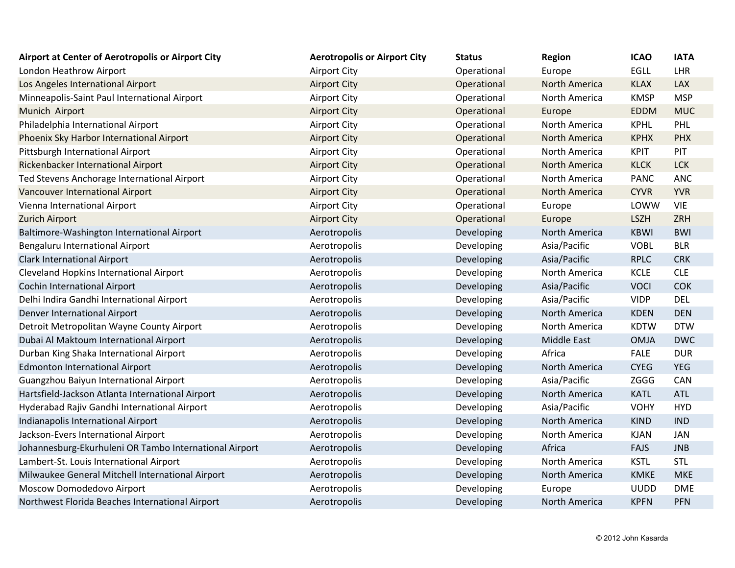| Airport at Center of Aerotropolis or Airport City | Aerotropolis or Airport City | Status | Region | ICAO | IATA |
|---|---|---|---|---|---|
| London Heathrow Airport | Airport City | Operational | Europe | EGLL | LHR |
| Los Angeles International Airport | Airport City | Operational | North America | KLAX | LAX |
| Minneapolis-Saint Paul International Airport | Airport City | Operational | North America | KMSP | MSP |
| Munich  Airport | Airport City | Operational | Europe | EDDM | MUC |
| Philadelphia International Airport | Airport City | Operational | North America | KPHL | PHL |
| Phoenix Sky Harbor International Airport | Airport City | Operational | North America | KPHX | PHX |
| Pittsburgh International Airport | Airport City | Operational | North America | KPIT | PIT |
| Rickenbacker International Airport | Airport City | Operational | North America | KLCK | LCK |
| Ted Stevens Anchorage International Airport | Airport City | Operational | North America | PANC | ANC |
| Vancouver International Airport | Airport City | Operational | North America | CYVR | YVR |
| Vienna International Airport | Airport City | Operational | Europe | LOWW | VIE |
| Zurich Airport | Airport City | Operational | Europe | LSZH | ZRH |
| Baltimore-Washington International Airport | Aerotropolis | Developing | North America | KBWI | BWI |
| Bengaluru International Airport | Aerotropolis | Developing | Asia/Pacific | VOBL | BLR |
| Clark International Airport | Aerotropolis | Developing | Asia/Pacific | RPLC | CRK |
| Cleveland Hopkins International Airport | Aerotropolis | Developing | North America | KCLE | CLE |
| Cochin International Airport | Aerotropolis | Developing | Asia/Pacific | VOCI | COK |
| Delhi Indira Gandhi International Airport | Aerotropolis | Developing | Asia/Pacific | VIDP | DEL |
| Denver International Airport | Aerotropolis | Developing | North America | KDEN | DEN |
| Detroit Metropolitan Wayne County Airport | Aerotropolis | Developing | North America | KDTW | DTW |
| Dubai Al Maktoum International Airport | Aerotropolis | Developing | Middle East | OMJA | DWC |
| Durban King Shaka International Airport | Aerotropolis | Developing | Africa | FALE | DUR |
| Edmonton International Airport | Aerotropolis | Developing | North America | CYEG | YEG |
| Guangzhou Baiyun International Airport | Aerotropolis | Developing | Asia/Pacific | ZGGG | CAN |
| Hartsfield-Jackson Atlanta International Airport | Aerotropolis | Developing | North America | KATL | ATL |
| Hyderabad Rajiv Gandhi International Airport | Aerotropolis | Developing | Asia/Pacific | VOHY | HYD |
| Indianapolis International Airport | Aerotropolis | Developing | North America | KIND | IND |
| Jackson-Evers International Airport | Aerotropolis | Developing | North America | KJAN | JAN |
| Johannesburg-Ekurhuleni OR Tambo International Airport | Aerotropolis | Developing | Africa | FAJS | JNB |
| Lambert-St. Louis International Airport | Aerotropolis | Developing | North America | KSTL | STL |
| Milwaukee General Mitchell International Airport | Aerotropolis | Developing | North America | KMKE | MKE |
| Moscow Domodedovo Airport | Aerotropolis | Developing | Europe | UUDD | DME |
| Northwest Florida Beaches International Airport | Aerotropolis | Developing | North America | KPFN | PFN |

© 2012 John Kasarda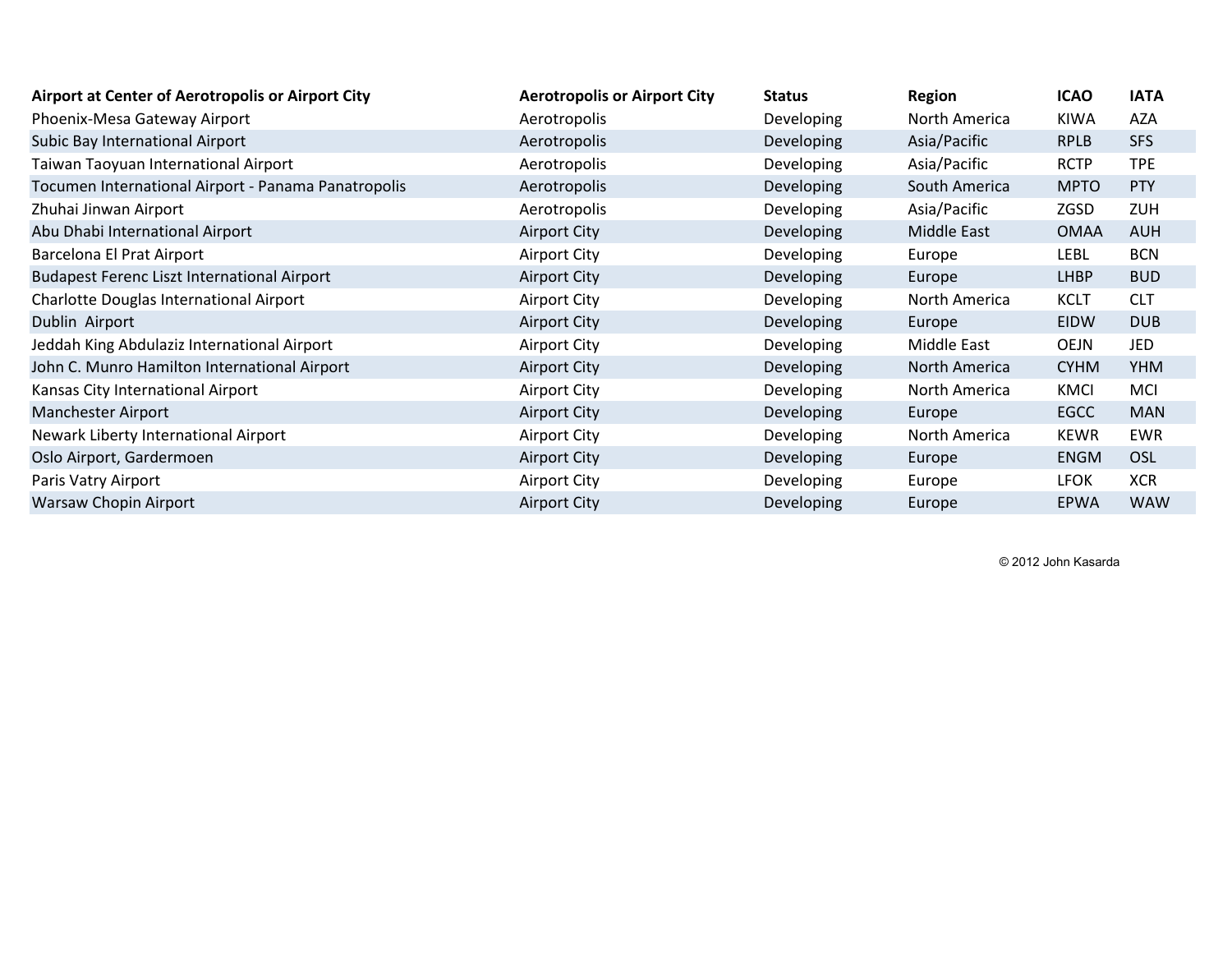| Airport at Center of Aerotropolis or Airport City | Aerotropolis or Airport City | Status | Region | ICAO | IATA |
|---|---|---|---|---|---|
| Phoenix-Mesa Gateway Airport | Aerotropolis | Developing | North America | KIWA | AZA |
| Subic Bay International Airport | Aerotropolis | Developing | Asia/Pacific | RPLB | SFS |
| Taiwan Taoyuan International Airport | Aerotropolis | Developing | Asia/Pacific | RCTP | TPE |
| Tocumen International Airport - Panama Panatropolis | Aerotropolis | Developing | South America | MPTO | PTY |
| Zhuhai Jinwan Airport | Aerotropolis | Developing | Asia/Pacific | ZGSD | ZUH |
| Abu Dhabi International Airport | Airport City | Developing | Middle East | OMAA | AUH |
| Barcelona El Prat Airport | Airport City | Developing | Europe | LEBL | BCN |
| Budapest Ferenc Liszt International Airport | Airport City | Developing | Europe | LHBP | BUD |
| Charlotte Douglas International Airport | Airport City | Developing | North America | KCLT | CLT |
| Dublin Airport | Airport City | Developing | Europe | EIDW | DUB |
| Jeddah King Abdulaziz International Airport | Airport City | Developing | Middle East | OEJN | JED |
| John C. Munro Hamilton International Airport | Airport City | Developing | North America | CYHM | YHM |
| Kansas City International Airport | Airport City | Developing | North America | KMCI | MCI |
| Manchester Airport | Airport City | Developing | Europe | EGCC | MAN |
| Newark Liberty International Airport | Airport City | Developing | North America | KEWR | EWR |
| Oslo Airport, Gardermoen | Airport City | Developing | Europe | ENGM | OSL |
| Paris Vatry Airport | Airport City | Developing | Europe | LFOK | XCR |
| Warsaw Chopin Airport | Airport City | Developing | Europe | EPWA | WAW |

© 2012 John Kasarda